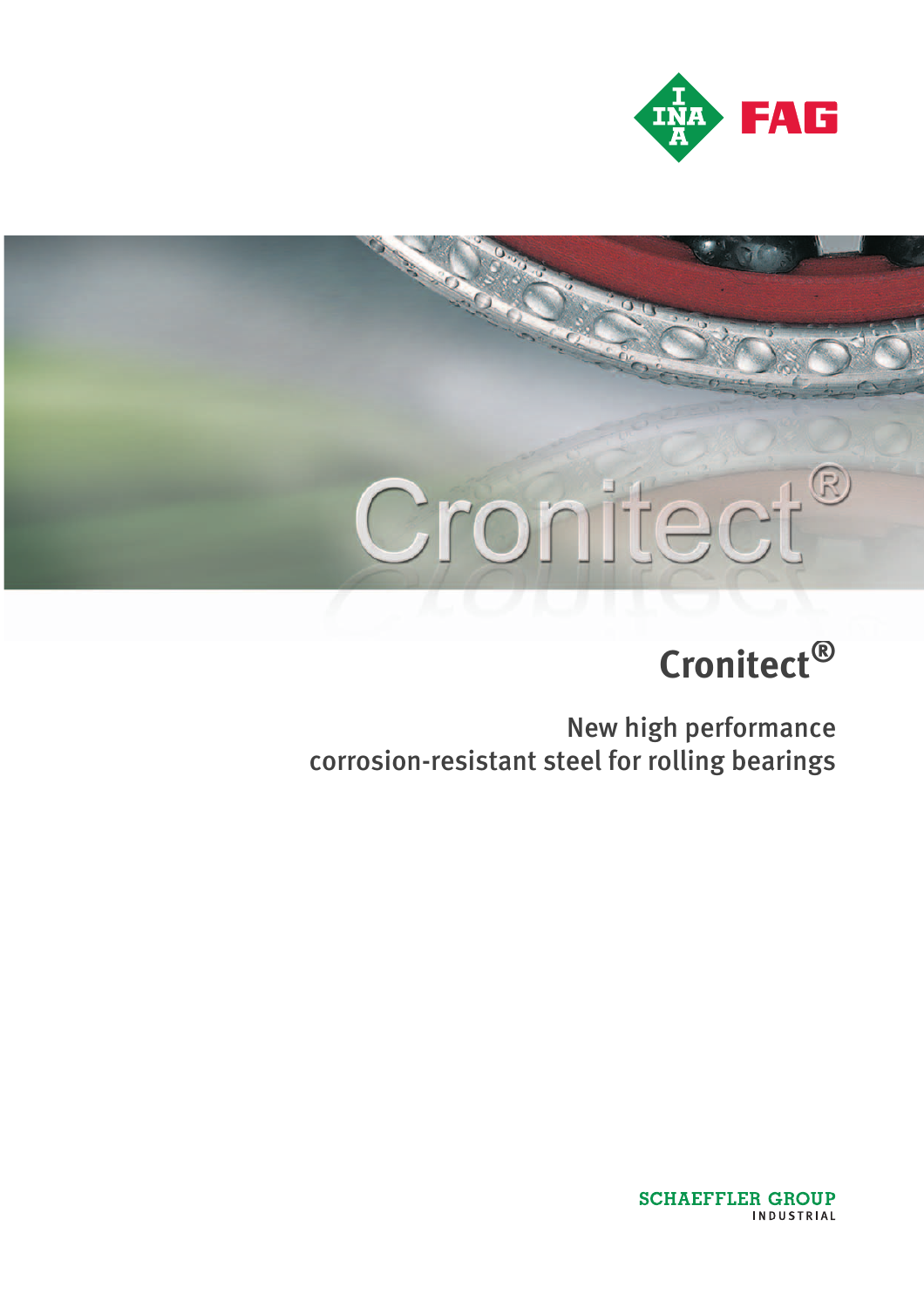# Cronitect®

New high performance corrosion-resistant steel for rolling bearings

SCHAEFFLER GROUP
INDUSTRIAL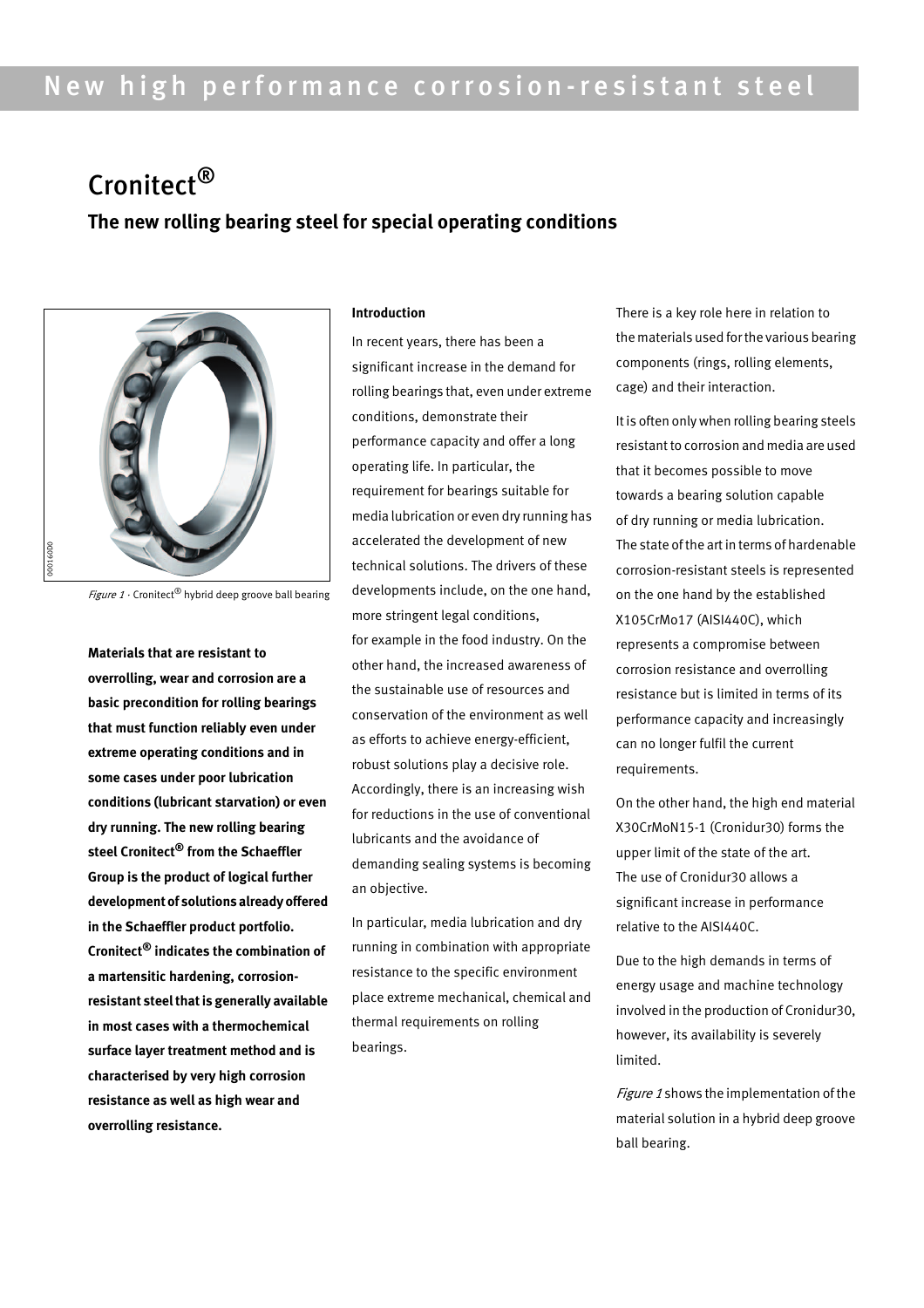# New high performance corrosion-resistant steel

# Cronitect®

## The new rolling bearing steel for special operating conditions

*Figure 1* · Cronitect® hybrid deep groove ball bearing

**Materials that are resistant to overrolling, wear and corrosion are a basic precondition for rolling bearings that must function reliably even under extreme operating conditions and in some cases under poor lubrication conditions (lubricant starvation) or even dry running. The new rolling bearing steel Cronitect® from the Schaeffler Group is the product of logical further development of solutions already offered in the Schaeffler product portfolio. Cronitect® indicates the combination of a martensitic hardening, corrosion-resistant steel that is generally available in most cases with a thermochemical surface layer treatment method and is characterised by very high corrosion resistance as well as high wear and overrolling resistance.**

#### Introduction

In recent years, there has been a significant increase in the demand for rolling bearings that, even under extreme conditions, demonstrate their performance capacity and offer a long operating life. In particular, the requirement for bearings suitable for media lubrication or even dry running has accelerated the development of new technical solutions. The drivers of these developments include, on the one hand, more stringent legal conditions, for example in the food industry. On the other hand, the increased awareness of the sustainable use of resources and conservation of the environment as well as efforts to achieve energy-efficient, robust solutions play a decisive role. Accordingly, there is an increasing wish for reductions in the use of conventional lubricants and the avoidance of demanding sealing systems is becoming an objective.

In particular, media lubrication and dry running in combination with appropriate resistance to the specific environment place extreme mechanical, chemical and thermal requirements on rolling bearings.

There is a key role here in relation to the materials used for the various bearing components (rings, rolling elements, cage) and their interaction.

It is often only when rolling bearing steels resistant to corrosion and media are used that it becomes possible to move towards a bearing solution capable of dry running or media lubrication. The state of the art in terms of hardenable corrosion-resistant steels is represented on the one hand by the established X105CrMo17 (AISI440C), which represents a compromise between corrosion resistance and overrolling resistance but is limited in terms of its performance capacity and increasingly can no longer fulfil the current requirements.

On the other hand, the high end material X30CrMoN15-1 (Cronidur30) forms the upper limit of the state of the art. The use of Cronidur30 allows a significant increase in performance relative to the AISI440C.

Due to the high demands in terms of energy usage and machine technology involved in the production of Cronidur30, however, its availability is severely limited.

*Figure 1* shows the implementation of the material solution in a hybrid deep groove ball bearing.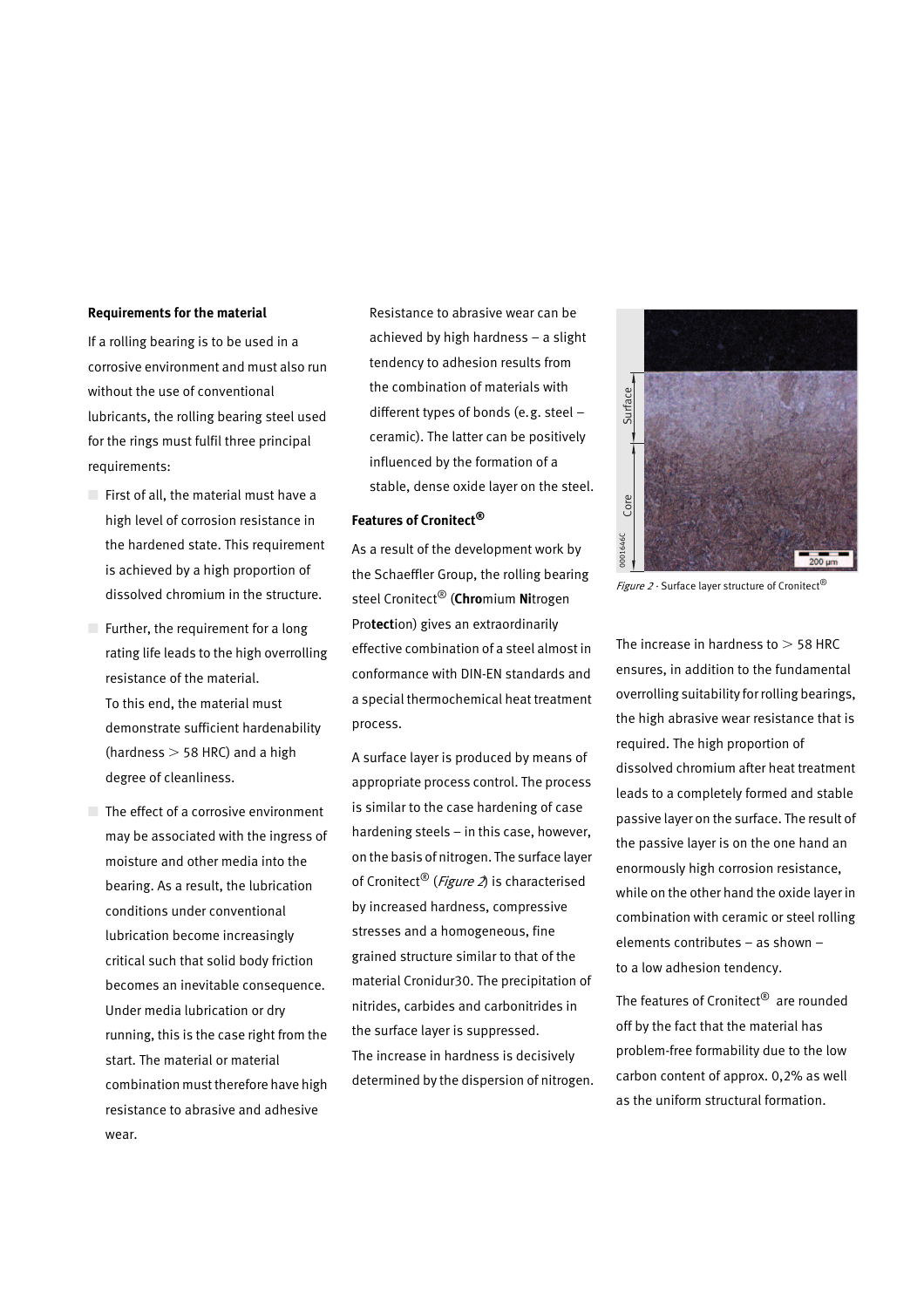**Requirements for the material**

If a rolling bearing is to be used in a corrosive environment and must also run without the use of conventional lubricants, the rolling bearing steel used for the rings must fulfil three principal requirements:

- First of all, the material must have a high level of corrosion resistance in the hardened state. This requirement is achieved by a high proportion of dissolved chromium in the structure.
- Further, the requirement for a long rating life leads to the high overrolling resistance of the material.
  To this end, the material must demonstrate sufficient hardenability (hardness > 58 HRC) and a high degree of cleanliness.
- The effect of a corrosive environment may be associated with the ingress of moisture and other media into the bearing. As a result, the lubrication conditions under conventional lubrication become increasingly critical such that solid body friction becomes an inevitable consequence. Under media lubrication or dry running, this is the case right from the start. The material or material combination must therefore have high resistance to abrasive and adhesive wear.
  Resistance to abrasive wear can be achieved by high hardness – a slight tendency to adhesion results from the combination of materials with different types of bonds (e.g. steel – ceramic). The latter can be positively influenced by the formation of a stable, dense oxide layer on the steel.

**Features of Cronitect®**

As a result of the development work by the Schaeffler Group, the rolling bearing steel Cronitect® (**Chro**mium **Ni**trogen Pro**tect**ion) gives an extraordinarily effective combination of a steel almost in conformance with DIN-EN standards and a special thermochemical heat treatment process.

A surface layer is produced by means of appropriate process control. The process is similar to the case hardening of case hardening steels – in this case, however, on the basis of nitrogen. The surface layer of Cronitect® (*Figure 2*) is characterised by increased hardness, compressive stresses and a homogeneous, fine grained structure similar to that of the material Cronidur30. The precipitation of nitrides, carbides and carbonitrides in the surface layer is suppressed.
The increase in hardness is decisively determined by the dispersion of nitrogen.

*Figure 2* · Surface layer structure of Cronitect®

The increase in hardness to > 58 HRC ensures, in addition to the fundamental overrolling suitability for rolling bearings, the high abrasive wear resistance that is required. The high proportion of dissolved chromium after heat treatment leads to a completely formed and stable passive layer on the surface. The result of the passive layer is on the one hand an enormously high corrosion resistance, while on the other hand the oxide layer in combination with ceramic or steel rolling elements contributes – as shown – to a low adhesion tendency.

The features of Cronitect® are rounded off by the fact that the material has problem-free formability due to the low carbon content of approx. 0,2% as well as the uniform structural formation.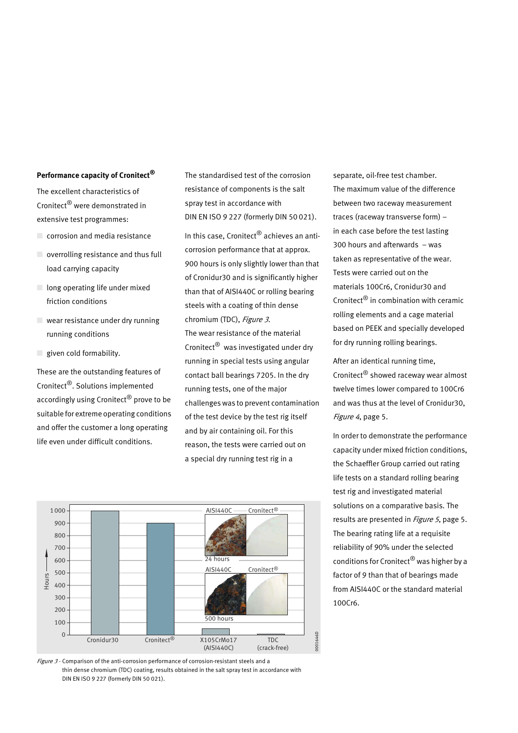### Performance capacity of Cronitect®

The excellent characteristics of Cronitect® were demonstrated in extensive test programmes:

- corrosion and media resistance
- overrolling resistance and thus full load carrying capacity
- long operating life under mixed friction conditions
- wear resistance under dry running running conditions
- given cold formability.

These are the outstanding features of Cronitect®. Solutions implemented accordingly using Cronitect® prove to be suitable for extreme operating conditions and offer the customer a long operating life even under difficult conditions.

The standardised test of the corrosion resistance of components is the salt spray test in accordance with DIN EN ISO 9 227 (formerly DIN 50 021).

In this case, Cronitect® achieves an anti-corrosion performance that at approx. 900 hours is only slightly lower than that of Cronidur30 and is significantly higher than that of AISI440C or rolling bearing steels with a coating of thin dense chromium (TDC), *Figure 3*.

The wear resistance of the material Cronitect® was investigated under dry running in special tests using angular contact ball bearings 7205. In the dry running tests, one of the major challenges was to prevent contamination of the test device by the test rig itself and by air containing oil. For this reason, the tests were carried out on a special dry running test rig in a separate, oil-free test chamber.

The maximum value of the difference between two raceway measurement traces (raceway transverse form) – in each case before the test lasting 300 hours and afterwards – was taken as representative of the wear. Tests were carried out on the materials 100Cr6, Cronidur30 and Cronitect® in combination with ceramic rolling elements and a cage material based on PEEK and specially developed for dry running rolling bearings.

After an identical running time, Cronitect® showed raceway wear almost twelve times lower compared to 100Cr6 and was thus at the level of Cronidur30, *Figure 4*, page 5.

In order to demonstrate the performance capacity under mixed friction conditions, the Schaeffler Group carried out rating life tests on a standard rolling bearing test rig and investigated material solutions on a comparative basis. The results are presented in *Figure 5*, page 5. The bearing rating life at a requisite reliability of 90% under the selected conditions for Cronitect® was higher by a factor of 9 than that of bearings made from AISI440C or the standard material 100Cr6.

*Figure 3* · Comparison of the anti-corrosion performance of corrosion-resistant steels and a thin dense chromium (TDC) coating, results obtained in the salt spray test in accordance with DIN EN ISO 9 227 (formerly DIN 50 021).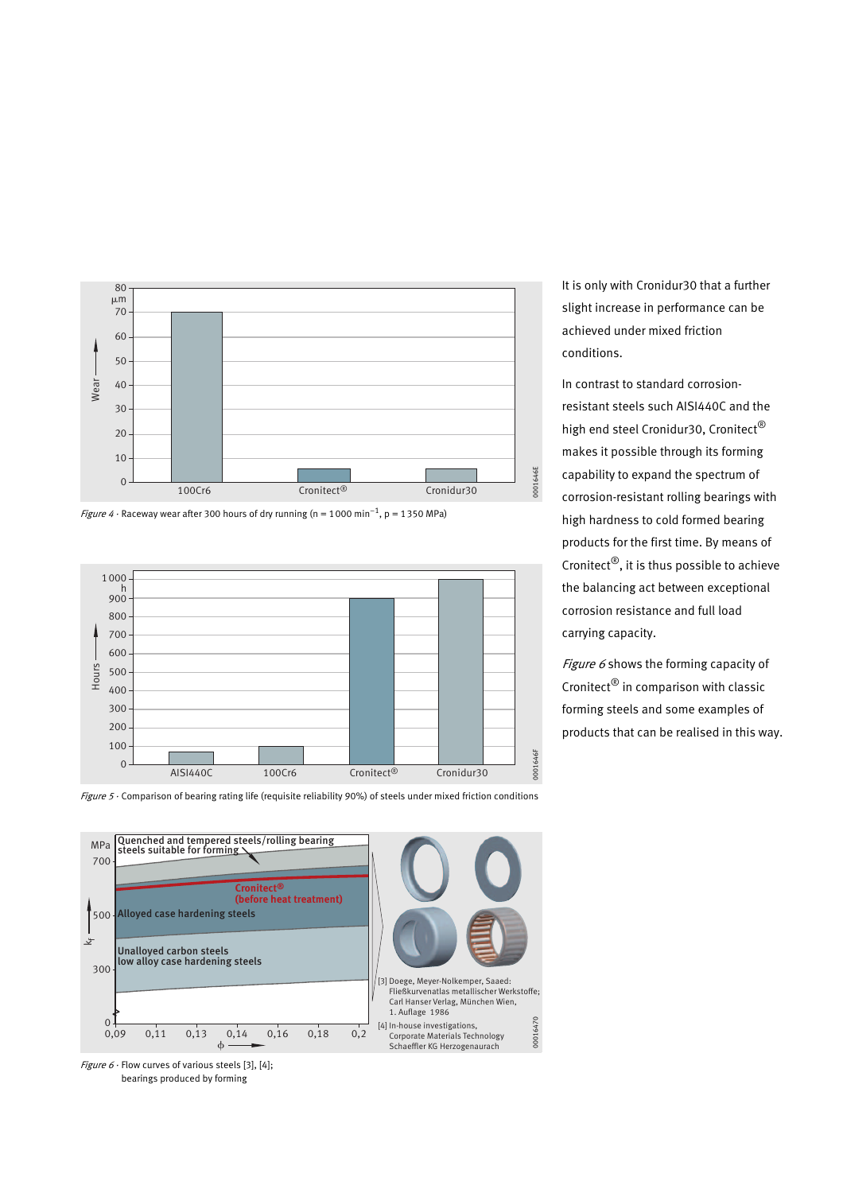*Figure 4* · Raceway wear after 300 hours of dry running (n = 1 000 $min^{-1}$, p = 1 350 MPa)

*Figure 5* · Comparison of bearing rating life (requisite reliability 90%) of steels under mixed friction conditions

*Figure 6* · Flow curves of various steels [3], [4]; bearings produced by forming

[3] Doege, Meyer-Nolkemper, Saaed: Fließkurvenatlas metallischer Werkstoffe; Carl Hanser Verlag, München Wien, 1. Auflage 1986

[4] In-house investigations, Corporate Materials Technology Schaeffler KG Herzogenaurach

It is only with Cronidur30 that a further slight increase in performance can be achieved under mixed friction conditions.

In contrast to standard corrosion-resistant steels such AISI440C and the high end steel Cronidur30, Cronitect® makes it possible through its forming capability to expand the spectrum of corrosion-resistant rolling bearings with high hardness to cold formed bearing products for the first time. By means of Cronitect®, it is thus possible to achieve the balancing act between exceptional corrosion resistance and full load carrying capacity.

*Figure 6* shows the forming capacity of Cronitect® in comparison with classic forming steels and some examples of products that can be realised in this way.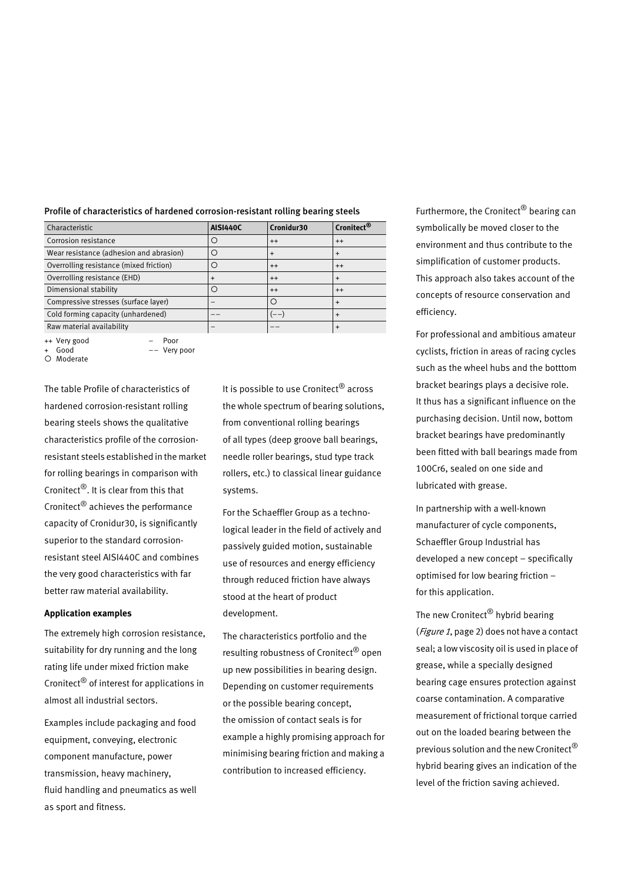**Profile of characteristics of hardened corrosion-resistant rolling bearing steels**

| Characteristic | AISI440C | Cronidur30 | Cronitect® |
|---|---|---|---|
| Corrosion resistance | ○ | ++ | ++ |
| Wear resistance (adhesion and abrasion) | ○ | + | + |
| Overrolling resistance (mixed friction) | ○ | ++ | ++ |
| Overrolling resistance (EHD) | + | ++ | + |
| Dimensional stability | ○ | ++ | ++ |
| Compressive stresses (surface layer) | – | ○ | + |
| Cold forming capacity (unhardened) | – – | (– –) | + |
| Raw material availability | – | – – | + |

++ Very good
+ Good
○ Moderate
– Poor
– – Very poor

The table Profile of characteristics of hardened corrosion-resistant rolling bearing steels shows the qualitative characteristics profile of the corrosion-resistant steels established in the market for rolling bearings in comparison with Cronitect®. It is clear from this that Cronitect® achieves the performance capacity of Cronidur30, is significantly superior to the standard corrosion-resistant steel AISI440C and combines the very good characteristics with far better raw material availability.

**Application examples**

The extremely high corrosion resistance, suitability for dry running and the long rating life under mixed friction make Cronitect® of interest for applications in almost all industrial sectors.

Examples include packaging and food equipment, conveying, electronic component manufacture, power transmission, heavy machinery, fluid handling and pneumatics as well as sport and fitness.

It is possible to use Cronitect® across the whole spectrum of bearing solutions, from conventional rolling bearings of all types (deep groove ball bearings, needle roller bearings, stud type track rollers, etc.) to classical linear guidance systems.

For the Schaeffler Group as a technological leader in the field of actively and passively guided motion, sustainable use of resources and energy efficiency through reduced friction have always stood at the heart of product development.

The characteristics portfolio and the resulting robustness of Cronitect® open up new possibilities in bearing design. Depending on customer requirements or the possible bearing concept, the omission of contact seals is for example a highly promising approach for minimising bearing friction and making a contribution to increased efficiency.

Furthermore, the Cronitect® bearing can symbolically be moved closer to the environment and thus contribute to the simplification of customer products. This approach also takes account of the concepts of resource conservation and efficiency.

For professional and ambitious amateur cyclists, friction in areas of racing cycles such as the wheel hubs and the botttom bracket bearings plays a decisive role. It thus has a significant influence on the purchasing decision. Until now, bottom bracket bearings have predominantly been fitted with ball bearings made from 100Cr6, sealed on one side and lubricated with grease.

In partnership with a well-known manufacturer of cycle components, Schaeffler Group Industrial has developed a new concept – specifically optimised for low bearing friction – for this application.

The new Cronitect® hybrid bearing (*Figure 1*, page 2) does not have a contact seal; a low viscosity oil is used in place of grease, while a specially designed bearing cage ensures protection against coarse contamination. A comparative measurement of frictional torque carried out on the loaded bearing between the previous solution and the new Cronitect® hybrid bearing gives an indication of the level of the friction saving achieved.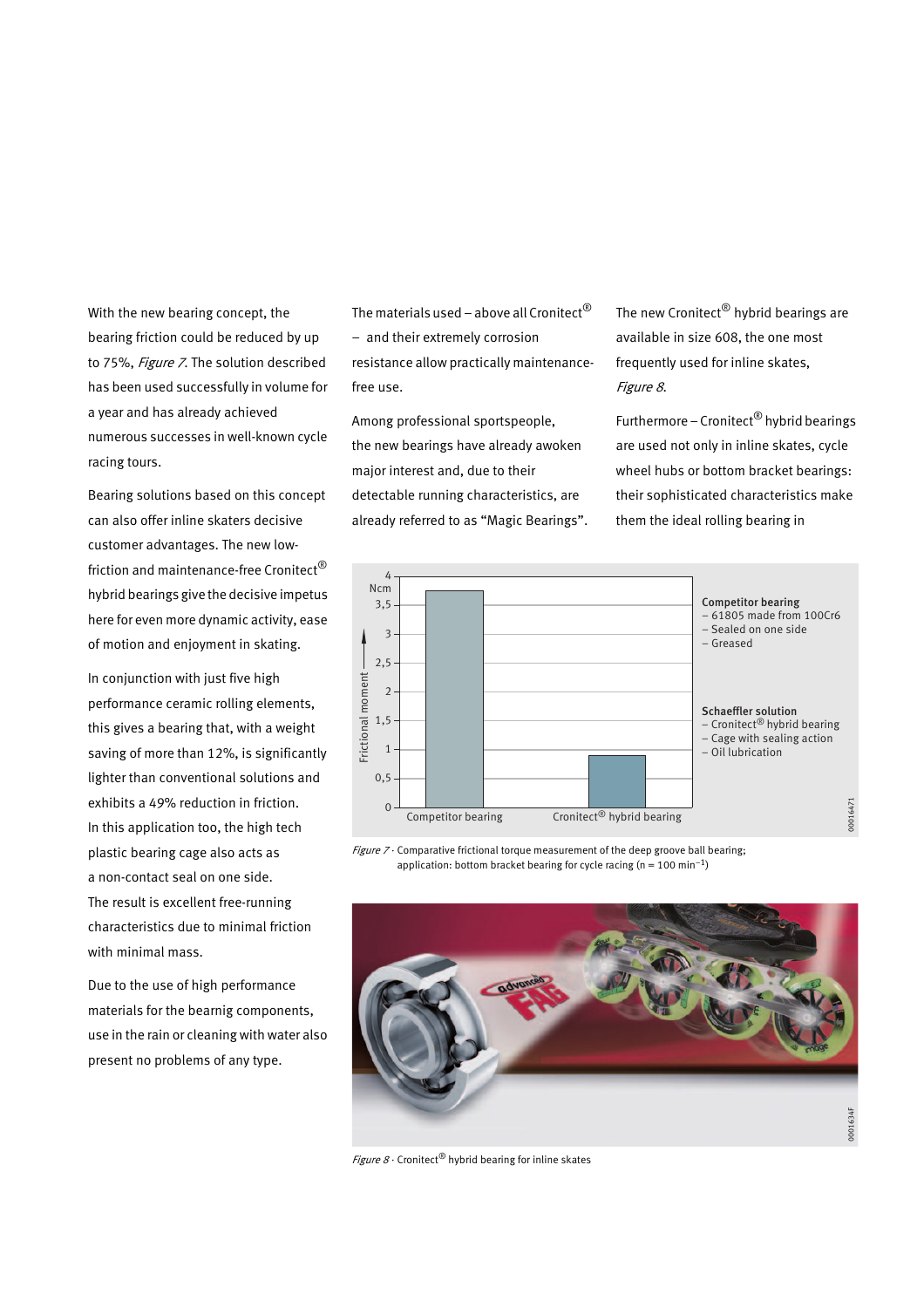With the new bearing concept, the bearing friction could be reduced by up to 75%, *Figure 7*. The solution described has been used successfully in volume for a year and has already achieved numerous successes in well-known cycle racing tours.

Bearing solutions based on this concept can also offer inline skaters decisive customer advantages. The new low-friction and maintenance-free Cronitect® hybrid bearings give the decisive impetus here for even more dynamic activity, ease of motion and enjoyment in skating.

In conjunction with just five high performance ceramic rolling elements, this gives a bearing that, with a weight saving of more than 12%, is significantly lighter than conventional solutions and exhibits a 49% reduction in friction. In this application too, the high tech plastic bearing cage also acts as a non-contact seal on one side. The result is excellent free-running characteristics due to minimal friction with minimal mass.

Due to the use of high performance materials for the bearnig components, use in the rain or cleaning with water also present no problems of any type.

The materials used – above all Cronitect® – and their extremely corrosion resistance allow practically maintenance-free use.

Among professional sportspeople, the new bearings have already awoken major interest and, due to their detectable running characteristics, are already referred to as "Magic Bearings".

The new Cronitect® hybrid bearings are available in size 608, the one most frequently used for inline skates, *Figure 8*.

Furthermore – Cronitect® hybrid bearings are used not only in inline skates, cycle wheel hubs or bottom bracket bearings: their sophisticated characteristics make them the ideal rolling bearing in

*Figure 7* · Comparative frictional torque measurement of the deep groove ball bearing; application: bottom bracket bearing for cycle racing ($n = 100 \text{ min}^{-1}$)

*Figure 8* · Cronitect® hybrid bearing for inline skates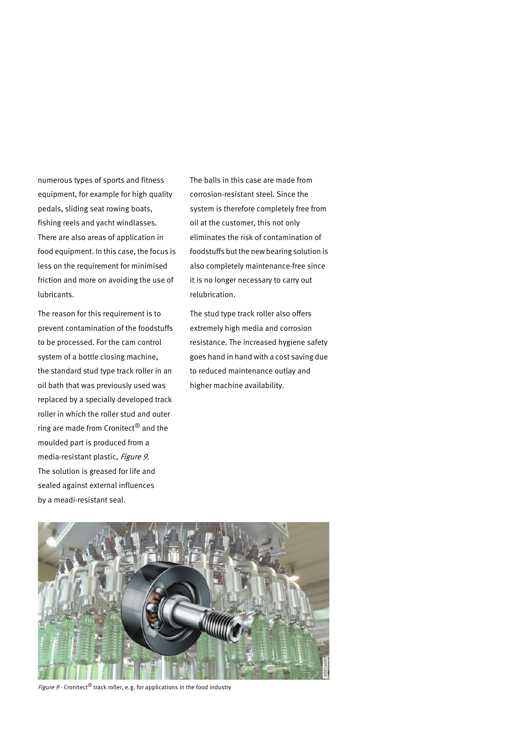numerous types of sports and fitness equipment, for example for high quality pedals, sliding seat rowing boats, fishing reels and yacht windlasses. There are also areas of application in food equipment. In this case, the focus is less on the requirement for minimised friction and more on avoiding the use of lubricants.

The reason for this requirement is to prevent contamination of the foodstuffs to be processed. For the cam control system of a bottle closing machine, the standard stud type track roller in an oil bath that was previously used was replaced by a specially developed track roller in which the roller stud and outer ring are made from Cronitect® and the moulded part is produced from a media-resistant plastic, *Figure 9*. The solution is greased for life and sealed against external influences by a meadi-resistant seal.

The balls in this case are made from corrosion-resistant steel. Since the system is therefore completely free from oil at the customer, this not only eliminates the risk of contamination of foodstuffs but the new bearing solution is also completely maintenance-free since it is no longer necessary to carry out relubrication.

The stud type track roller also offers extremely high media and corrosion resistance. The increased hygiene safety goes hand in hand with a cost saving due to reduced maintenance outlay and higher machine availability.

*Figure 9* · Cronitect® track roller, e.g. for applications in the food industry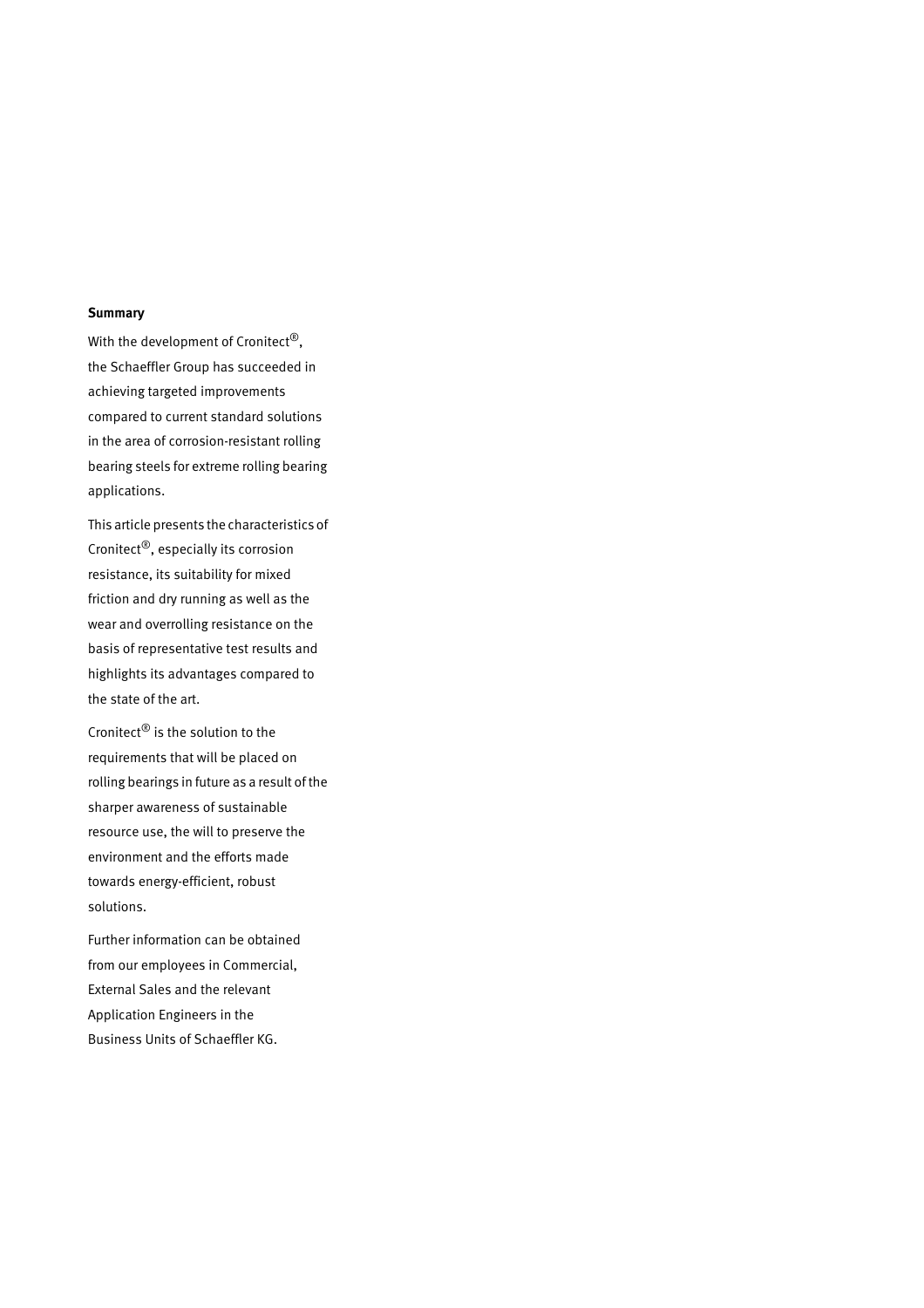**Summary**

With the development of Cronitect®, the Schaeffler Group has succeeded in achieving targeted improvements compared to current standard solutions in the area of corrosion-resistant rolling bearing steels for extreme rolling bearing applications.

This article presents the characteristics of Cronitect®, especially its corrosion resistance, its suitability for mixed friction and dry running as well as the wear and overrolling resistance on the basis of representative test results and highlights its advantages compared to the state of the art.

Cronitect® is the solution to the requirements that will be placed on rolling bearings in future as a result of the sharper awareness of sustainable resource use, the will to preserve the environment and the efforts made towards energy-efficient, robust solutions.

Further information can be obtained from our employees in Commercial, External Sales and the relevant Application Engineers in the Business Units of Schaeffler KG.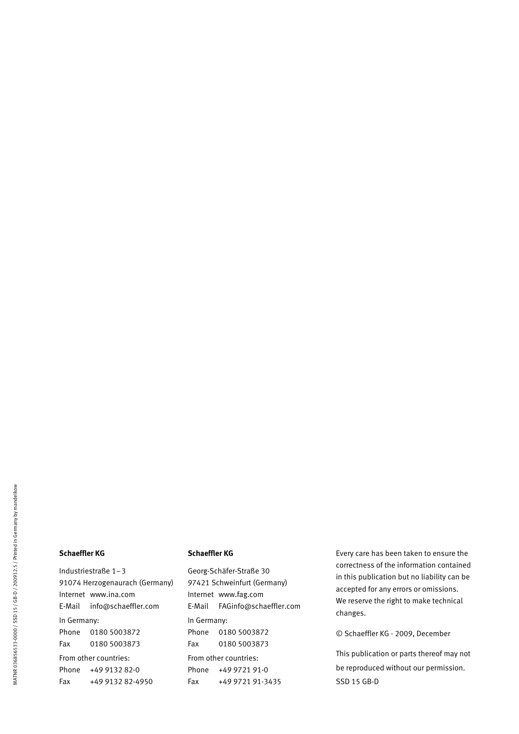MATNR 036856533-0000 / SSD 15 / GB-D / 200912.5 / Printed in Germany by mandelkow

**Schaeffler KG**

Industriestraße 1 – 3
91074 Herzogenaurach (Germany)
Internet www.ina.com
E-Mail info@schaeffler.com

In Germany:
Phone 0180 5003872
Fax 0180 5003873

From other countries:
Phone +49 9132 82-0
Fax +49 9132 82-4950

**Schaeffler KG**

Georg-Schäfer-Straße 30
97421 Schweinfurt (Germany)
Internet www.fag.com
E-Mail FAGinfo@schaeffler.com

In Germany:
Phone 0180 5003872
Fax 0180 5003873

From other countries:
Phone +49 9721 91-0
Fax +49 9721 91-3435

Every care has been taken to ensure the correctness of the information contained in this publication but no liability can be accepted for any errors or omissions.
We reserve the right to make technical changes.

© Schaeffler KG · 2009, December

This publication or parts thereof may not be reproduced without our permission.
SSD 15 GB-D